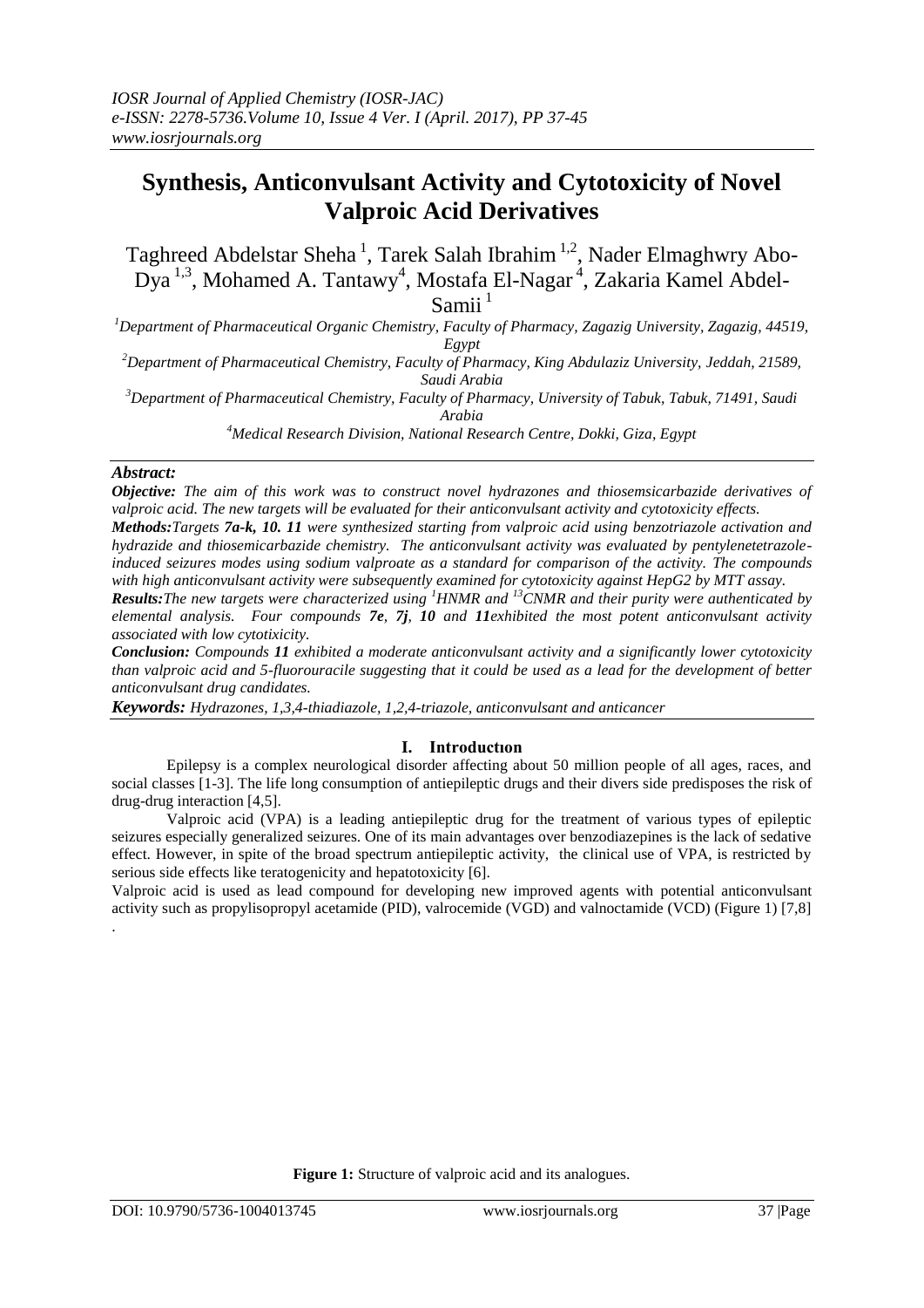# Synthesis, Anticonvulsant Activity and Cytotoxicity of Novel Valproic Acid Derivatives

Taghreed Abdelstar Sheha [1], Tarek Salah Ibrahim [1,2], Nader Elmaghwry Abo-Dya [1,3], Mohamed A. Tantawy[4], Mostafa El-Nagar [4], Zakaria Kamel Abdel-Samii [1]

[1] Department of Pharmaceutical Organic Chemistry, Faculty of Pharmacy, Zagazig University, Zagazig, 44519, Egypt

[2] Department of Pharmaceutical Chemistry, Faculty of Pharmacy, King Abdulaziz University, Jeddah, 21589, Saudi Arabia

[3] Department of Pharmaceutical Chemistry, Faculty of Pharmacy, University of Tabuk, Tabuk, 71491, Saudi Arabia

[4] Medical Research Division, National Research Centre, Dokki, Giza, Egypt

***Abstract:***

***Objective:*** *The aim of this work was to construct novel hydrazones and thiosemsicarbazide derivatives of valproic acid. The new targets will be evaluated for their anticonvulsant activity and cytotoxicity effects.*

***Methods:*** *Targets **7a-k, 10. 11** were synthesized starting from valproic acid using benzotriazole activation and hydrazide and thiosemicarbazide chemistry. The anticonvulsant activity was evaluated by pentylenetetrazole-induced seizures modes using sodium valproate as a standard for comparison of the activity. The compounds with high anticonvulsant activity were subsequently examined for cytotoxicity against HepG2 by MTT assay.*

***Results:*** *The new targets were characterized using $^{1}$HNMR and $^{13}$CNMR and their purity were authenticated by elemental analysis. Four compounds **7e**, **7j**, **10** and **11** exhibited the most potent anticonvulsant activity associated with low cytotoxicity.*

***Conclusion:*** *Compounds **11** exhibited a moderate anticonvulsant activity and a significantly lower cytotoxicity than valproic acid and 5-fluorouracile suggesting that it could be used as a lead for the development of better anticonvulsant drug candidates.*

***Keywords:*** *Hydrazones, 1,3,4-thiadiazole, 1,2,4-triazole, anticonvulsant and anticancer*

## I. Introduction

Epilepsy is a complex neurological disorder affecting about 50 million people of all ages, races, and social classes [1-3]. The life long consumption of antiepileptic drugs and their divers side predisposes the risk of drug-drug interaction [4,5].

Valproic acid (VPA) is a leading antiepileptic drug for the treatment of various types of epileptic seizures especially generalized seizures. One of its main advantages over benzodiazepines is the lack of sedative effect. However, in spite of the broad spectrum antiepileptic activity, the clinical use of VPA, is restricted by serious side effects like teratogenicity and hepatotoxicity [6].

Valproic acid is used as lead compound for developing new improved agents with potential anticonvulsant activity such as propylisopropyl acetamide (PID), valrocemide (VGD) and valnoctamide (VCD) (Figure 1) [7,8] .

**Figure 1:** Structure of valproic acid and its analogues.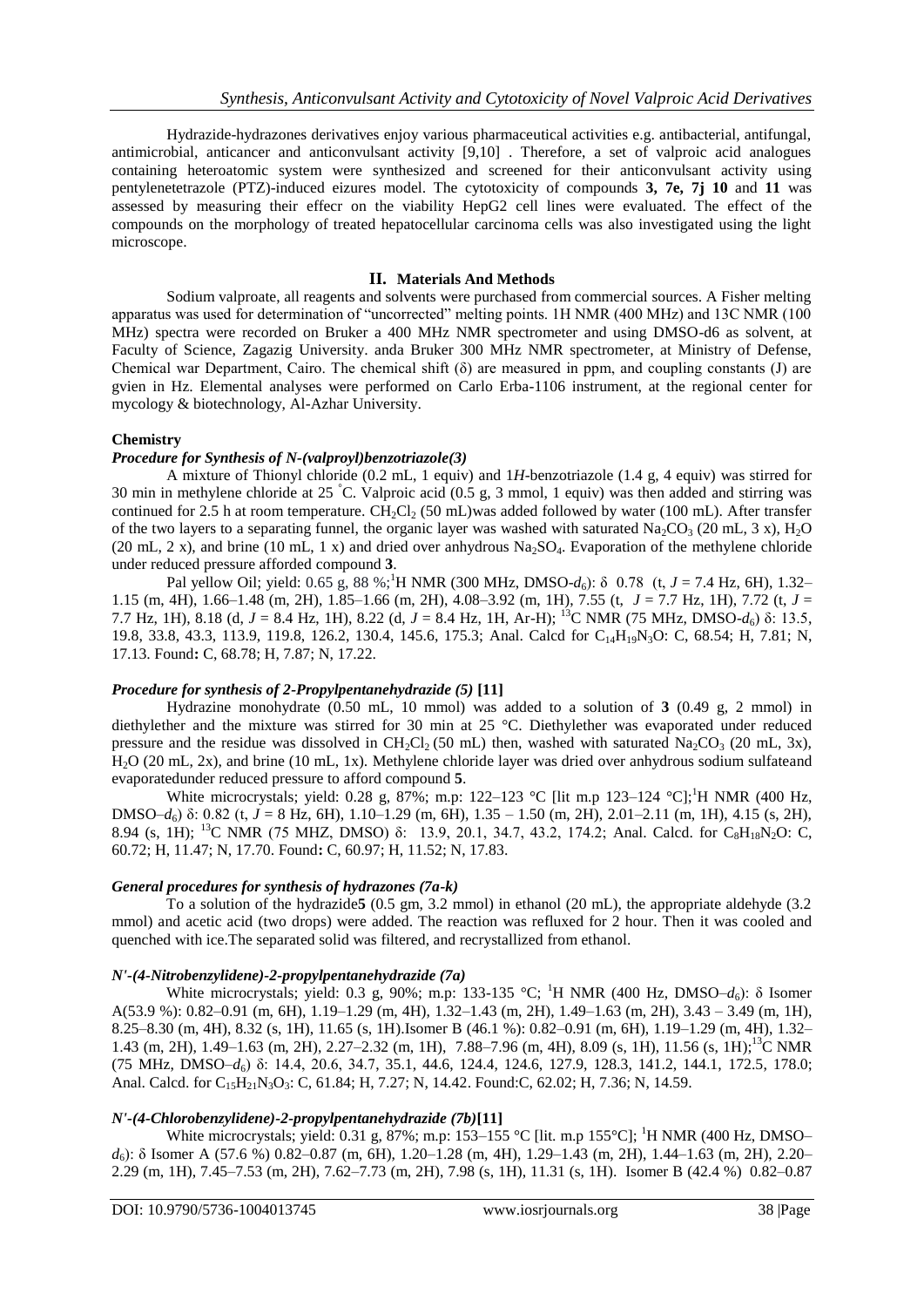Hydrazide-hydrazones derivatives enjoy various pharmaceutical activities e.g. antibacterial, antifungal, antimicrobial, anticancer and anticonvulsant activity [9,10] . Therefore, a set of valproic acid analogues containing heteroatomic system were synthesized and screened for their anticonvulsant activity using pentylenetetrazole (PTZ)-induced eizures model. The cytotoxicity of compounds **3, 7e, 7j 10** and **11** was assessed by measuring their effecr on the viability HepG2 cell lines were evaluated. The effect of the compounds on the morphology of treated hepatocellular carcinoma cells was also investigated using the light microscope.

## II. Materials And Methods

Sodium valproate, all reagents and solvents were purchased from commercial sources. A Fisher melting apparatus was used for determination of "uncorrected" melting points. 1H NMR (400 MHz) and 13C NMR (100 MHz) spectra were recorded on Bruker a 400 MHz NMR spectrometer and using DMSO-d6 as solvent, at Faculty of Science, Zagazig University. anda Bruker 300 MHz NMR spectrometer, at Ministry of Defense, Chemical war Department, Cairo. The chemical shift (δ) are measured in ppm, and coupling constants (J) are gvien in Hz. Elemental analyses were performed on Carlo Erba-1106 instrument, at the regional center for mycology & biotechnology, Al-Azhar University.

### Chemistry

#### *Procedure for Synthesis of N-(valproyl)benzotriazole(3)*

A mixture of Thionyl chloride (0.2 mL, 1 equiv) and 1*H*-benzotriazole (1.4 g, 4 equiv) was stirred for 30 min in methylene chloride at 25 °C. Valproic acid (0.5 g, 3 mmol, 1 equiv) was then added and stirring was continued for 2.5 h at room temperature. $CH_2Cl_2$ (50 mL)was added followed by water (100 mL). After transfer of the two layers to a separating funnel, the organic layer was washed with saturated $Na_2CO_3$ (20 mL, 3 x), $H_2O$ (20 mL, 2 x), and brine (10 mL, 1 x) and dried over anhydrous $Na_2SO_4$. Evaporation of the methylene chloride under reduced pressure afforded compound **3**.

Pal yellow Oil; yield: 0.65 g, 88 %; $^1$H NMR (300 MHz, DMSO-$d_6$): δ 0.78 (t, *J* = 7.4 Hz, 6H), 1.32–1.15 (m, 4H), 1.66–1.48 (m, 2H), 1.85–1.66 (m, 2H), 4.08–3.92 (m, 1H), 7.55 (t, *J* = 7.7 Hz, 1H), 7.72 (t, *J* = 7.7 Hz, 1H), 8.18 (d, *J* = 8.4 Hz, 1H), 8.22 (d, *J* = 8.4 Hz, 1H, Ar-H); $^{13}$C NMR (75 MHz, DMSO-$d_6$) δ: 13.5, 19.8, 33.8, 43.3, 113.9, 119.8, 126.2, 130.4, 145.6, 175.3; Anal. Calcd for $C_{14}H_{19}N_3O$: C, 68.54; H, 7.81; N, 17.13. Found**:** C, 68.78; H, 7.87; N, 17.22.

#### *Procedure for synthesis of 2-Propylpentanehydrazide (5)* [11]

Hydrazine monohydrate (0.50 mL, 10 mmol) was added to a solution of **3** (0.49 g, 2 mmol) in diethylether and the mixture was stirred for 30 min at 25 °C. Diethylether was evaporated under reduced pressure and the residue was dissolved in $CH_2Cl_2$ (50 mL) then, washed with saturated $Na_2CO_3$ (20 mL, 3x), $H_2O$ (20 mL, 2x), and brine (10 mL, 1x). Methylene chloride layer was dried over anhydrous sodium sulfateand evaporatedunder reduced pressure to afford compound **5**.

White microcrystals; yield: 0.28 g, 87%; m.p: 122–123 °C [lit m.p 123–124 °C]; $^1$H NMR (400 Hz, DMSO–$d_6$) δ: 0.82 (t, *J* = 8 Hz, 6H), 1.10–1.29 (m, 6H), 1.35 – 1.50 (m, 2H), 2.01–2.11 (m, 1H), 4.15 (s, 2H), 8.94 (s, 1H); $^{13}$C NMR (75 MHZ, DMSO) δ: 13.9, 20.1, 34.7, 43.2, 174.2; Anal. Calcd. for $C_8H_{18}N_2O$: C, 60.72; H, 11.47; N, 17.70. Found**:** C, 60.97; H, 11.52; N, 17.83.

#### *General procedures for synthesis of hydrazones (7a-k)*

To a solution of the hydrazide**5** (0.5 gm, 3.2 mmol) in ethanol (20 mL), the appropriate aldehyde (3.2 mmol) and acetic acid (two drops) were added. The reaction was refluxed for 2 hour. Then it was cooled and quenched with ice.The separated solid was filtered, and recrystallized from ethanol.

#### *N'-(4-Nitrobenzylidene)-2-propylpentanehydrazide (7a)*

White microcrystals; yield: 0.3 g, 90%; m.p: 133-135 °C; $^1$H NMR (400 Hz, DMSO–$d_6$): δ Isomer A(53.9 %): 0.82–0.91 (m, 6H), 1.19–1.29 (m, 4H), 1.32–1.43 (m, 2H), 1.49–1.63 (m, 2H), 3.43 – 3.49 (m, 1H), 8.25–8.30 (m, 4H), 8.32 (s, 1H), 11.65 (s, 1H).Isomer B (46.1 %): 0.82–0.91 (m, 6H), 1.19–1.29 (m, 4H), 1.32–1.43 (m, 2H), 1.49–1.63 (m, 2H), 2.27–2.32 (m, 1H), 7.88–7.96 (m, 4H), 8.09 (s, 1H), 11.56 (s, 1H); $^{13}$C NMR (75 MHz, DMSO–$d_6$) δ: 14.4, 20.6, 34.7, 35.1, 44.6, 124.4, 124.6, 127.9, 128.3, 141.2, 144.1, 172.5, 178.0; Anal. Calcd. for $C_{15}H_{21}N_3O_3$: C, 61.84; H, 7.27; N, 14.42. Found:C, 62.02; H, 7.36; N, 14.59.

#### *N'-(4-Chlorobenzylidene)-2-propylpentanehydrazide (7b)*[11]

White microcrystals; yield: 0.31 g, 87%; m.p: 153–155 °C [lit. m.p 155°C]; $^1$H NMR (400 Hz, DMSO–$d_6$): δ Isomer A (57.6 %) 0.82–0.87 (m, 6H), 1.20–1.28 (m, 4H), 1.29–1.43 (m, 2H), 1.44–1.63 (m, 2H), 2.20–2.29 (m, 1H), 7.45–7.53 (m, 2H), 7.62–7.73 (m, 2H), 7.98 (s, 1H), 11.31 (s, 1H). Isomer B (42.4 %) 0.82–0.87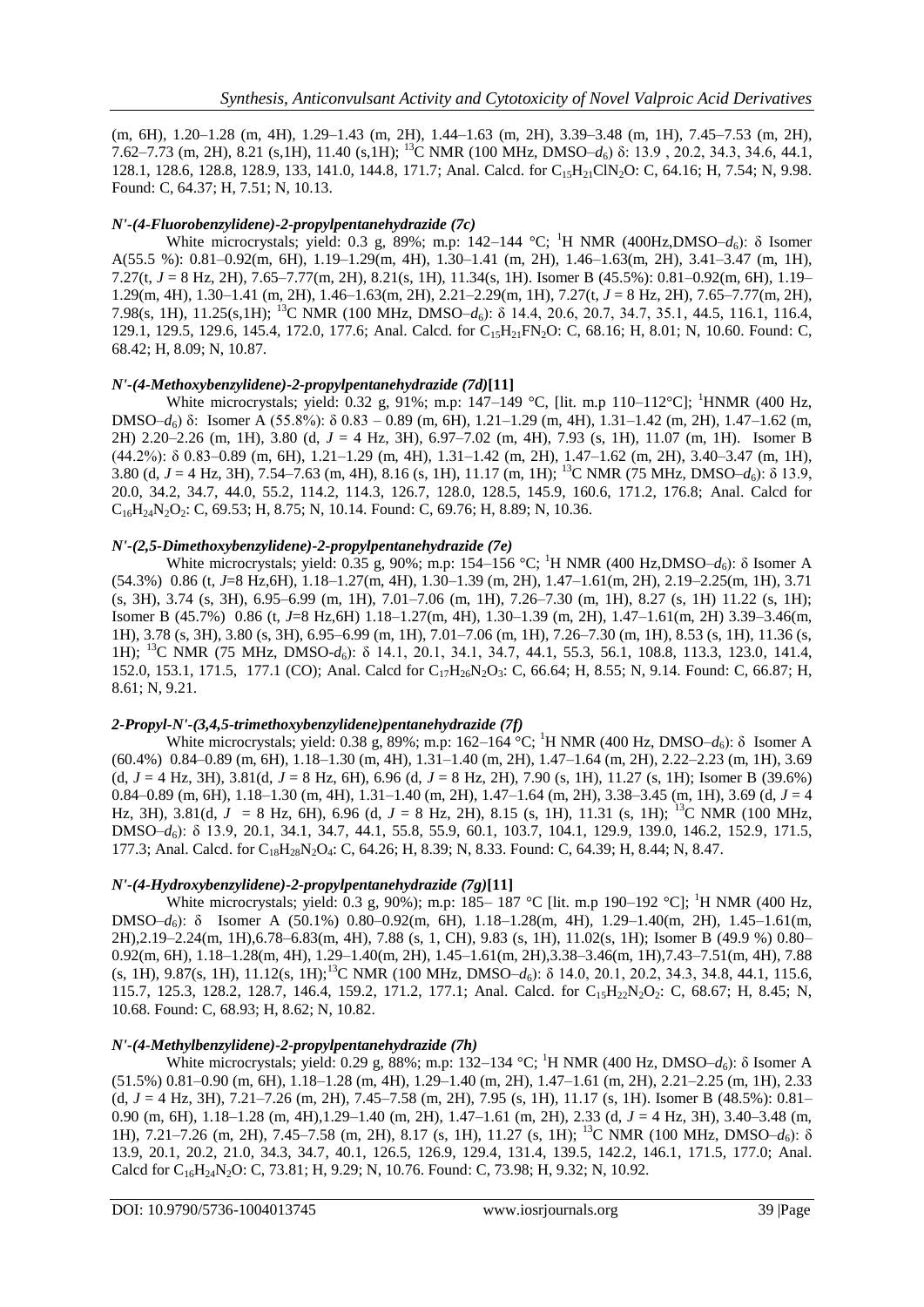(m, 6H), 1.20–1.28 (m, 4H), 1.29–1.43 (m, 2H), 1.44–1.63 (m, 2H), 3.39–3.48 (m, 1H), 7.45–7.53 (m, 2H), 7.62–7.73 (m, 2H), 8.21 (s,1H), 11.40 (s,1H); $^{13}$C NMR (100 MHz, DMSO–$d_6$) δ: 13.9 , 20.2, 34.3, 34.6, 44.1, 128.1, 128.6, 128.8, 128.9, 133, 141.0, 144.8, 171.7; Anal. Calcd. for $C_{15}H_{21}ClN_2O$: C, 64.16; H, 7.54; N, 9.98. Found: C, 64.37; H, 7.51; N, 10.13.

### *N'-(4-Fluorobenzylidene)-2-propylpentanehydrazide (7c)*

White microcrystals; yield: 0.3 g, 89%; m.p: 142–144 °C; $^1$H NMR (400Hz,DMSO–$d_6$): δ Isomer A(55.5 %): 0.81–0.92(m, 6H), 1.19–1.29(m, 4H), 1.30–1.41 (m, 2H), 1.46–1.63(m, 2H), 3.41–3.47 (m, 1H), 7.27(t, $J$ = 8 Hz, 2H), 7.65–7.77(m, 2H), 8.21(s, 1H), 11.34(s, 1H). Isomer B (45.5%): 0.81–0.92(m, 6H), 1.19–1.29(m, 4H), 1.30–1.41 (m, 2H), 1.46–1.63(m, 2H), 2.21–2.29(m, 1H), 7.27(t, $J$ = 8 Hz, 2H), 7.65–7.77(m, 2H), 7.98(s, 1H), 11.25(s,1H); $^{13}$C NMR (100 MHz, DMSO–$d_6$): δ 14.4, 20.6, 20.7, 34.7, 35.1, 44.5, 116.1, 116.4, 129.1, 129.5, 129.6, 145.4, 172.0, 177.6; Anal. Calcd. for $C_{15}H_{21}FN_2O$: C, 68.16; H, 8.01; N, 10.60. Found: C, 68.42; H, 8.09; N, 10.87.

### *N'-(4-Methoxybenzylidene)-2-propylpentanehydrazide (7d)*[11]

White microcrystals; yield: 0.32 g, 91%; m.p: 147–149 °C, [lit. m.p 110–112°C]; $^1$HNMR (400 Hz, DMSO–$d_6$) δ: Isomer A (55.8%): δ 0.83 – 0.89 (m, 6H), 1.21–1.29 (m, 4H), 1.31–1.42 (m, 2H), 1.47–1.62 (m, 2H) 2.20–2.26 (m, 1H), 3.80 (d, $J$ = 4 Hz, 3H), 6.97–7.02 (m, 4H), 7.93 (s, 1H), 11.07 (m, 1H). Isomer B (44.2%): δ 0.83–0.89 (m, 6H), 1.21–1.29 (m, 4H), 1.31–1.42 (m, 2H), 1.47–1.62 (m, 2H), 3.40–3.47 (m, 1H), 3.80 (d, $J$ = 4 Hz, 3H), 7.54–7.63 (m, 4H), 8.16 (s, 1H), 11.17 (m, 1H); $^{13}$C NMR (75 MHz, DMSO–$d_6$): δ 13.9, 20.0, 34.2, 34.7, 44.0, 55.2, 114.2, 114.3, 126.7, 128.0, 128.5, 145.9, 160.6, 171.2, 176.8; Anal. Calcd for $C_{16}H_{24}N_2O_2$: C, 69.53; H, 8.75; N, 10.14. Found: C, 69.76; H, 8.89; N, 10.36.

### *N'-(2,5-Dimethoxybenzylidene)-2-propylpentanehydrazide (7e)*

White microcrystals; yield: 0.35 g, 90%; m.p: 154–156 °C; $^1$H NMR (400 Hz,DMSO–$d_6$): δ Isomer A (54.3%) 0.86 (t, $J$=8 Hz,6H), 1.18–1.27(m, 4H), 1.30–1.39 (m, 2H), 1.47–1.61(m, 2H), 2.19–2.25(m, 1H), 3.71 (s, 3H), 3.74 (s, 3H), 6.95–6.99 (m, 1H), 7.01–7.06 (m, 1H), 7.26–7.30 (m, 1H), 8.27 (s, 1H) 11.22 (s, 1H); Isomer B (45.7%) 0.86 (t, $J$=8 Hz,6H) 1.18–1.27(m, 4H), 1.30–1.39 (m, 2H), 1.47–1.61(m, 2H) 3.39–3.46(m, 1H), 3.78 (s, 3H), 3.80 (s, 3H), 6.95–6.99 (m, 1H), 7.01–7.06 (m, 1H), 7.26–7.30 (m, 1H), 8.53 (s, 1H), 11.36 (s, 1H); $^{13}$C NMR (75 MHz, DMSO-$d_6$): δ 14.1, 20.1, 34.1, 34.7, 44.1, 55.3, 56.1, 108.8, 113.3, 123.0, 141.4, 152.0, 153.1, 171.5, 177.1 (CO); Anal. Calcd for $C_{17}H_{26}N_2O_3$: C, 66.64; H, 8.55; N, 9.14. Found: C, 66.87; H, 8.61; N, 9.21.

### *2-Propyl-N'-(3,4,5-trimethoxybenzylidene)pentanehydrazide (7f)*

White microcrystals; yield: 0.38 g, 89%; m.p: 162–164 °C; $^1$H NMR (400 Hz, DMSO–$d_6$): δ Isomer A (60.4%) 0.84–0.89 (m, 6H), 1.18–1.30 (m, 4H), 1.31–1.40 (m, 2H), 1.47–1.64 (m, 2H), 2.22–2.23 (m, 1H), 3.69 (d, $J$ = 4 Hz, 3H), 3.81(d, $J$ = 8 Hz, 6H), 6.96 (d, $J$ = 8 Hz, 2H), 7.90 (s, 1H), 11.27 (s, 1H); Isomer B (39.6%) 0.84–0.89 (m, 6H), 1.18–1.30 (m, 4H), 1.31–1.40 (m, 2H), 1.47–1.64 (m, 2H), 3.38–3.45 (m, 1H), 3.69 (d, $J$ = 4 Hz, 3H), 3.81(d, $J$ = 8 Hz, 6H), 6.96 (d, $J$ = 8 Hz, 2H), 8.15 (s, 1H), 11.31 (s, 1H); $^{13}$C NMR (100 MHz, DMSO–$d_6$): δ 13.9, 20.1, 34.1, 34.7, 44.1, 55.8, 55.9, 60.1, 103.7, 104.1, 129.9, 139.0, 146.2, 152.9, 171.5, 177.3; Anal. Calcd. for $C_{18}H_{28}N_2O_4$: C, 64.26; H, 8.39; N, 8.33. Found: C, 64.39; H, 8.44; N, 8.47.

### *N'-(4-Hydroxybenzylidene)-2-propylpentanehydrazide (7g)*[11]

White microcrystals; yield: 0.3 g, 90%); m.p: 185– 187 °C [lit. m.p 190–192 °C]; $^1$H NMR (400 Hz, DMSO–$d_6$): δ Isomer A (50.1%) 0.80–0.92(m, 6H), 1.18–1.28(m, 4H), 1.29–1.40(m, 2H), 1.45–1.61(m, 2H),2.19–2.24(m, 1H),6.78–6.83(m, 4H), 7.88 (s, 1, CH), 9.83 (s, 1H), 11.02(s, 1H); Isomer B (49.9 %) 0.80–0.92(m, 6H), 1.18–1.28(m, 4H), 1.29–1.40(m, 2H), 1.45–1.61(m, 2H),3.38–3.46(m, 1H),7.43–7.51(m, 4H), 7.88 (s, 1H), 9.87(s, 1H), 11.12(s, 1H);$^{13}$C NMR (100 MHz, DMSO–$d_6$): δ 14.0, 20.1, 20.2, 34.3, 34.8, 44.1, 115.6, 115.7, 125.3, 128.2, 128.7, 146.4, 159.2, 171.2, 177.1; Anal. Calcd. for $C_{15}H_{22}N_2O_2$: C, 68.67; H, 8.45; N, 10.68. Found: C, 68.93; H, 8.62; N, 10.82.

### *N'-(4-Methylbenzylidene)-2-propylpentanehydrazide (7h)*

White microcrystals; yield: 0.29 g, 88%; m.p: 132–134 °C; $^1$H NMR (400 Hz, DMSO–$d_6$): δ Isomer A (51.5%) 0.81–0.90 (m, 6H), 1.18–1.28 (m, 4H), 1.29–1.40 (m, 2H), 1.47–1.61 (m, 2H), 2.21–2.25 (m, 1H), 2.33 (d, $J$ = 4 Hz, 3H), 7.21–7.26 (m, 2H), 7.45–7.58 (m, 2H), 7.95 (s, 1H), 11.17 (s, 1H). Isomer B (48.5%): 0.81–0.90 (m, 6H), 1.18–1.28 (m, 4H),1.29–1.40 (m, 2H), 1.47–1.61 (m, 2H), 2.33 (d, $J$ = 4 Hz, 3H), 3.40–3.48 (m, 1H), 7.21–7.26 (m, 2H), 7.45–7.58 (m, 2H), 8.17 (s, 1H), 11.27 (s, 1H); $^{13}$C NMR (100 MHz, DMSO–$d_6$): δ 13.9, 20.1, 20.2, 21.0, 34.3, 34.7, 40.1, 126.5, 126.9, 129.4, 131.4, 139.5, 142.2, 146.1, 171.5, 177.0; Anal. Calcd for $C_{16}H_{24}N_2O$: C, 73.81; H, 9.29; N, 10.76. Found: C, 73.98; H, 9.32; N, 10.92.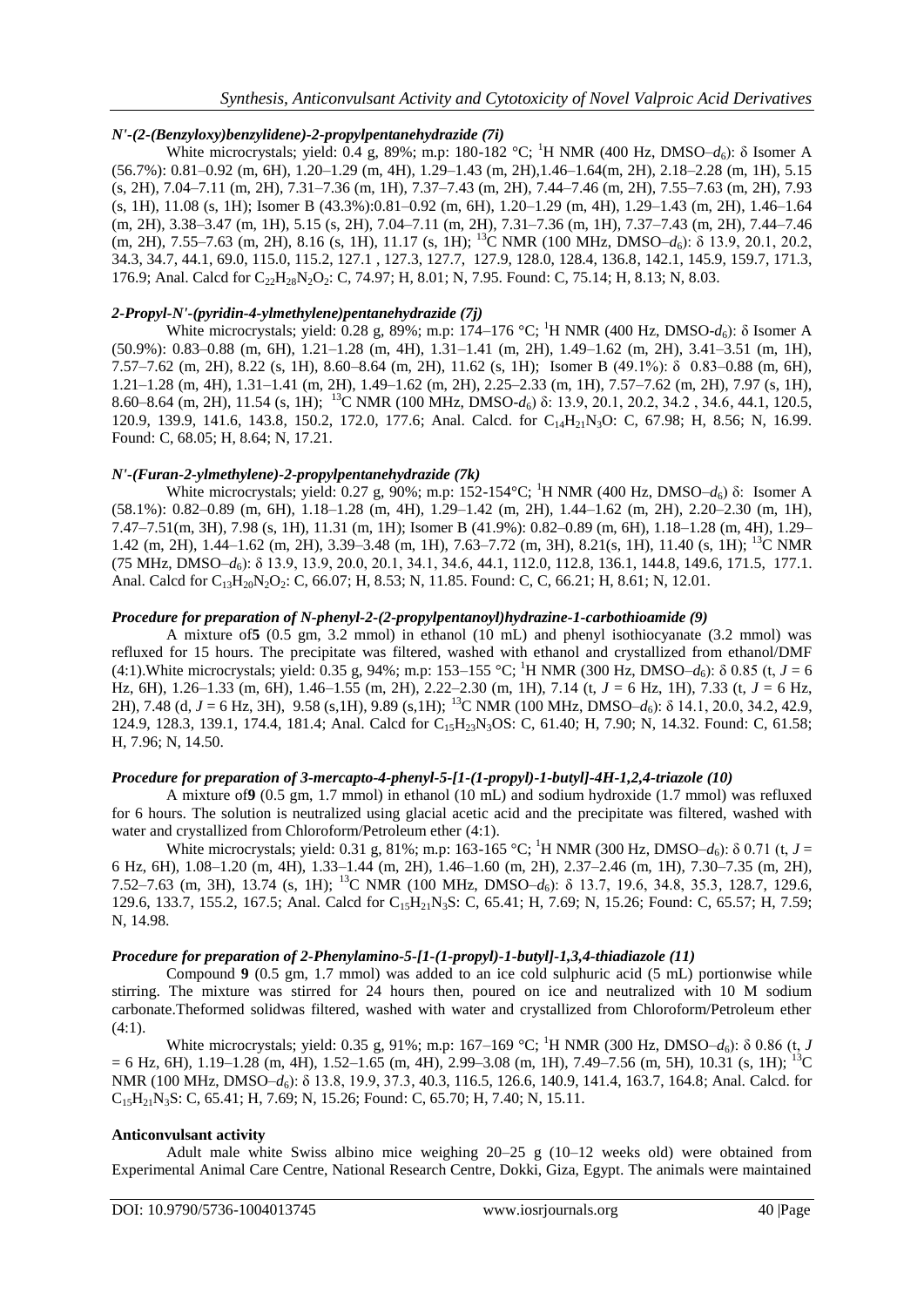#### *N'-(2-(Benzyloxy)benzylidene)-2-propylpentanehydrazide (7i)*

White microcrystals; yield: 0.4 g, 89%; m.p: 180-182 °C; $^{1}$H NMR (400 Hz, DMSO–$d_6$): δ Isomer A (56.7%): 0.81–0.92 (m, 6H), 1.20–1.29 (m, 4H), 1.29–1.43 (m, 2H),1.46–1.64(m, 2H), 2.18–2.28 (m, 1H), 5.15 (s, 2H), 7.04–7.11 (m, 2H), 7.31–7.36 (m, 1H), 7.37–7.43 (m, 2H), 7.44–7.46 (m, 2H), 7.55–7.63 (m, 2H), 7.93 (s, 1H), 11.08 (s, 1H); Isomer B (43.3%):0.81–0.92 (m, 6H), 1.20–1.29 (m, 4H), 1.29–1.43 (m, 2H), 1.46–1.64 (m, 2H), 3.38–3.47 (m, 1H), 5.15 (s, 2H), 7.04–7.11 (m, 2H), 7.31–7.36 (m, 1H), 7.37–7.43 (m, 2H), 7.44–7.46 (m, 2H), 7.55–7.63 (m, 2H), 8.16 (s, 1H), 11.17 (s, 1H); $^{13}$C NMR (100 MHz, DMSO–$d_6$): δ 13.9, 20.1, 20.2, 34.3, 34.7, 44.1, 69.0, 115.0, 115.2, 127.1 , 127.3, 127.7, 127.9, 128.0, 128.4, 136.8, 142.1, 145.9, 159.7, 171.3, 176.9; Anal. Calcd for $C_{22}H_{28}N_2O_2$: C, 74.97; H, 8.01; N, 7.95. Found: C, 75.14; H, 8.13; N, 8.03.

#### *2-Propyl-N'-(pyridin-4-ylmethylene)pentanehydrazide (7j)*

White microcrystals; yield: 0.28 g, 89%; m.p: 174–176 °C; $^{1}$H NMR (400 Hz, DMSO-$d_6$): δ Isomer A (50.9%): 0.83–0.88 (m, 6H), 1.21–1.28 (m, 4H), 1.31–1.41 (m, 2H), 1.49–1.62 (m, 2H), 3.41–3.51 (m, 1H), 7.57–7.62 (m, 2H), 8.22 (s, 1H), 8.60–8.64 (m, 2H), 11.62 (s, 1H); Isomer B (49.1%): δ 0.83–0.88 (m, 6H), 1.21–1.28 (m, 4H), 1.31–1.41 (m, 2H), 1.49–1.62 (m, 2H), 2.25–2.33 (m, 1H), 7.57–7.62 (m, 2H), 7.97 (s, 1H), 8.60–8.64 (m, 2H), 11.54 (s, 1H); $^{13}$C NMR (100 MHz, DMSO-$d_6$) δ: 13.9, 20.1, 20.2, 34.2 , 34.6, 44.1, 120.5, 120.9, 139.9, 141.6, 143.8, 150.2, 172.0, 177.6; Anal. Calcd. for $C_{14}H_{21}N_3O$: C, 67.98; H, 8.56; N, 16.99. Found: C, 68.05; H, 8.64; N, 17.21.

#### *N'-(Furan-2-ylmethylene)-2-propylpentanehydrazide (7k)*

White microcrystals; yield: 0.27 g, 90%; m.p: 152-154°C; $^{1}$H NMR (400 Hz, DMSO–$d_6$) δ: Isomer A (58.1%): 0.82–0.89 (m, 6H), 1.18–1.28 (m, 4H), 1.29–1.42 (m, 2H), 1.44–1.62 (m, 2H), 2.20–2.30 (m, 1H), 7.47–7.51(m, 3H), 7.98 (s, 1H), 11.31 (m, 1H); Isomer B (41.9%): 0.82–0.89 (m, 6H), 1.18–1.28 (m, 4H), 1.29–1.42 (m, 2H), 1.44–1.62 (m, 2H), 3.39–3.48 (m, 1H), 7.63–7.72 (m, 3H), 8.21(s, 1H), 11.40 (s, 1H); $^{13}$C NMR (75 MHz, DMSO–$d_6$): δ 13.9, 13.9, 20.0, 20.1, 34.1, 34.6, 44.1, 112.0, 112.8, 136.1, 144.8, 149.6, 171.5, 177.1. Anal. Calcd for $C_{13}H_{20}N_2O_2$: C, 66.07; H, 8.53; N, 11.85. Found: C, C, 66.21; H, 8.61; N, 12.01.

#### *Procedure for preparation of N-phenyl-2-(2-propylpentanoyl)hydrazine-1-carbothioamide (9)*

A mixture of**5** (0.5 gm, 3.2 mmol) in ethanol (10 mL) and phenyl isothiocyanate (3.2 mmol) was refluxed for 15 hours. The precipitate was filtered, washed with ethanol and crystallized from ethanol/DMF (4:1).White microcrystals; yield: 0.35 g, 94%; m.p: 153–155 °C; $^{1}$H NMR (300 Hz, DMSO–$d_6$): δ 0.85 (t, $J$ = 6 Hz, 6H), 1.26–1.33 (m, 6H), 1.46–1.55 (m, 2H), 2.22–2.30 (m, 1H), 7.14 (t, $J$ = 6 Hz, 1H), 7.33 (t, $J$ = 6 Hz, 2H), 7.48 (d, $J$ = 6 Hz, 3H), 9.58 (s,1H), 9.89 (s,1H); $^{13}$C NMR (100 MHz, DMSO–$d_6$): δ 14.1, 20.0, 34.2, 42.9, 124.9, 128.3, 139.1, 174.4, 181.4; Anal. Calcd for $C_{15}H_{23}N_3OS$: C, 61.40; H, 7.90; N, 14.32. Found: C, 61.58; H, 7.96; N, 14.50.

#### *Procedure for preparation of 3-mercapto-4-phenyl-5-[1-(1-propyl)-1-butyl]-4H-1,2,4-triazole (10)*

A mixture of**9** (0.5 gm, 1.7 mmol) in ethanol (10 mL) and sodium hydroxide (1.7 mmol) was refluxed for 6 hours. The solution is neutralized using glacial acetic acid and the precipitate was filtered, washed with water and crystallized from Chloroform/Petroleum ether (4:1).

White microcrystals; yield: 0.31 g, 81%; m.p: 163-165 °C; $^{1}$H NMR (300 Hz, DMSO–$d_6$): δ 0.71 (t, $J$ = 6 Hz, 6H), 1.08–1.20 (m, 4H), 1.33–1.44 (m, 2H), 1.46–1.60 (m, 2H), 2.37–2.46 (m, 1H), 7.30–7.35 (m, 2H), 7.52–7.63 (m, 3H), 13.74 (s, 1H); $^{13}$C NMR (100 MHz, DMSO–$d_6$): δ 13.7, 19.6, 34.8, 35.3, 128.7, 129.6, 129.6, 133.7, 155.2, 167.5; Anal. Calcd for $C_{15}H_{21}N_3S$: C, 65.41; H, 7.69; N, 15.26; Found: C, 65.57; H, 7.59; N, 14.98.

#### *Procedure for preparation of 2-Phenylamino-5-[1-(1-propyl)-1-butyl]-1,3,4-thiadiazole (11)*

Compound **9** (0.5 gm, 1.7 mmol) was added to an ice cold sulphuric acid (5 mL) portionwise while stirring. The mixture was stirred for 24 hours then, poured on ice and neutralized with 10 M sodium carbonate.Theformed solidwas filtered, washed with water and crystallized from Chloroform/Petroleum ether (4:1).

White microcrystals; yield: 0.35 g, 91%; m.p: 167–169 °C; $^{1}$H NMR (300 Hz, DMSO–$d_6$): δ 0.86 (t, $J$ = 6 Hz, 6H), 1.19–1.28 (m, 4H), 1.52–1.65 (m, 4H), 2.99–3.08 (m, 1H), 7.49–7.56 (m, 5H), 10.31 (s, 1H); $^{13}$C NMR (100 MHz, DMSO–$d_6$): δ 13.8, 19.9, 37.3, 40.3, 116.5, 126.6, 140.9, 141.4, 163.7, 164.8; Anal. Calcd. for $C_{15}H_{21}N_3S$: C, 65.41; H, 7.69; N, 15.26; Found: C, 65.70; H, 7.40; N, 15.11.

#### **Anticonvulsant activity**

Adult male white Swiss albino mice weighing 20–25 g (10–12 weeks old) were obtained from Experimental Animal Care Centre, National Research Centre, Dokki, Giza, Egypt. The animals were maintained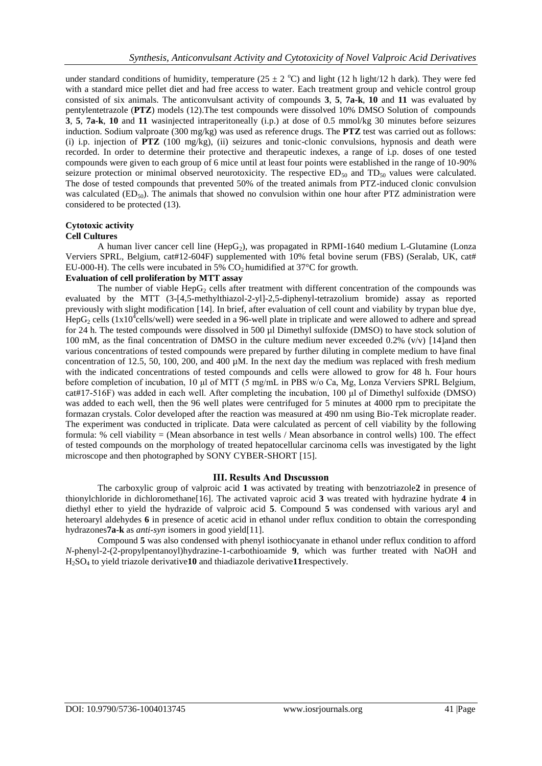under standard conditions of humidity, temperature (25 ± 2 °C) and light (12 h light/12 h dark). They were fed with a standard mice pellet diet and had free access to water. Each treatment group and vehicle control group consisted of six animals. The anticonvulsant activity of compounds **3**, **5**, **7a-k**, **10** and **11** was evaluated by pentylentetrazole (**PTZ**) models (12).The test compounds were dissolved 10% DMSO Solution of compounds **3**, **5**, **7a-k**, **10** and **11** wasinjected intraperitoneally (i.p.) at dose of 0.5 mmol/kg 30 minutes before seizures induction. Sodium valproate (300 mg/kg) was used as reference drugs. The **PTZ** test was carried out as follows: (i) i.p. injection of **PTZ** (100 mg/kg), (ii) seizures and tonic-clonic convulsions, hypnosis and death were recorded. In order to determine their protective and therapeutic indexes, a range of i.p. doses of one tested compounds were given to each group of 6 mice until at least four points were established in the range of 10-90% seizure protection or minimal observed neurotoxicity. The respective $ED_{50}$ and $TD_{50}$ values were calculated. The dose of tested compounds that prevented 50% of the treated animals from PTZ-induced clonic convulsion was calculated ($ED_{50}$). The animals that showed no convulsion within one hour after PTZ administration were considered to be protected (13).

**Cytotoxic activity**

**Cell Cultures**

A human liver cancer cell line ($HepG_2$), was propagated in RPMI-1640 medium L-Glutamine (Lonza Verviers SPRL, Belgium, cat#12-604F) supplemented with 10% fetal bovine serum (FBS) (Seralab, UK, cat# EU-000-H). The cells were incubated in 5% $CO_2$ humidified at 37°C for growth.

**Evaluation of cell proliferation by MTT assay**

The number of viable $HepG_2$ cells after treatment with different concentration of the compounds was evaluated by the MTT (3-[4,5-methylthiazol-2-yl]-2,5-diphenyl-tetrazolium bromide) assay as reported previously with slight modification [14]. In brief, after evaluation of cell count and viability by trypan blue dye, $HepG_2$ cells ($1x10^4$cells/well) were seeded in a 96-well plate in triplicate and were allowed to adhere and spread for 24 h. The tested compounds were dissolved in 500 µl Dimethyl sulfoxide (DMSO) to have stock solution of 100 mM, as the final concentration of DMSO in the culture medium never exceeded 0.2% (v/v) [14]and then various concentrations of tested compounds were prepared by further diluting in complete medium to have final concentration of 12.5, 50, 100, 200, and 400 µM. In the next day the medium was replaced with fresh medium with the indicated concentrations of tested compounds and cells were allowed to grow for 48 h. Four hours before completion of incubation, 10 µl of MTT (5 mg/mL in PBS w/o Ca, Mg, Lonza Verviers SPRL Belgium, cat#17-516F) was added in each well. After completing the incubation, 100 µl of Dimethyl sulfoxide (DMSO) was added to each well, then the 96 well plates were centrifuged for 5 minutes at 4000 rpm to precipitate the formazan crystals. Color developed after the reaction was measured at 490 nm using Bio-Tek microplate reader. The experiment was conducted in triplicate. Data were calculated as percent of cell viability by the following formula: % cell viability = (Mean absorbance in test wells / Mean absorbance in control wells) 100. The effect of tested compounds on the morphology of treated hepatocellular carcinoma cells was investigated by the light microscope and then photographed by SONY CYBER-SHORT [15].

## III. Results And Dıscussıon

The carboxylic group of valproic acid **1** was activated by treating with benzotriazole**2** in presence of thionylchloride in dichloromethane[16]. The activated vaproic acid **3** was treated with hydrazine hydrate **4** in diethyl ether to yield the hydrazide of valproic acid **5**. Compound **5** was condensed with various aryl and heteroaryl aldehydes **6** in presence of acetic acid in ethanol under reflux condition to obtain the corresponding hydrazones**7a-k** as *anti-syn* isomers in good yield[11].

Compound **5** was also condensed with phenyl isothiocyanate in ethanol under reflux condition to afford *N*-phenyl-2-(2-propylpentanoyl)hydrazine-1-carbothioamide **9**, which was further treated with NaOH and $H_2SO_4$ to yield triazole derivative**10** and thiadiazole derivative**11**respectively.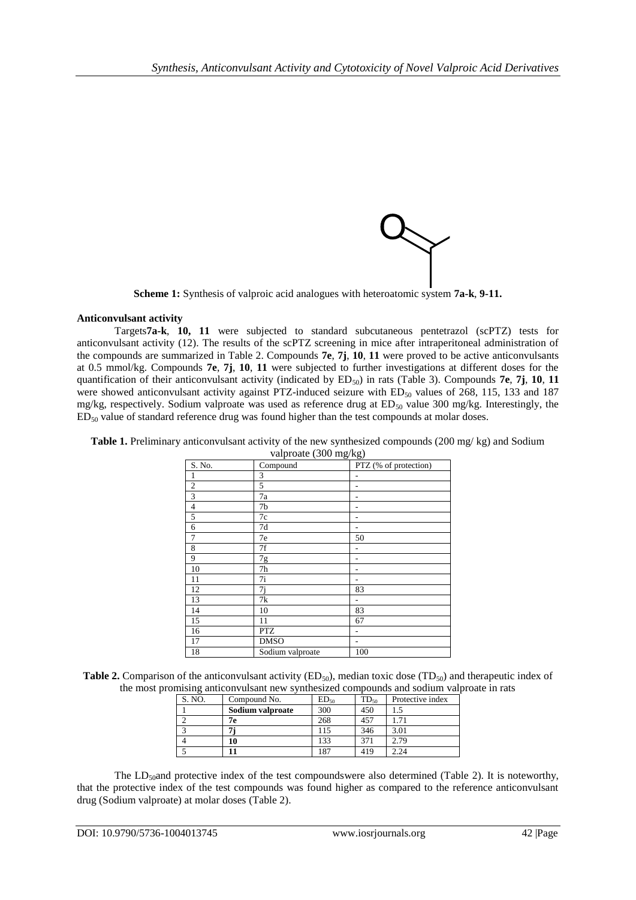**Scheme 1:** Synthesis of valproic acid analogues with heteroatomic system **7a-k**, **9-11.**

**Anticonvulsant activity**

Targets**7a-k**, **10, 11** were subjected to standard subcutaneous pentetrazol (scPTZ) tests for anticonvulsant activity (12). The results of the scPTZ screening in mice after intraperitoneal administration of the compounds are summarized in Table 2. Compounds **7e**, **7j**, **10**, **11** were proved to be active anticonvulsants at 0.5 mmol/kg. Compounds **7e**, **7j**, **10**, **11** were subjected to further investigations at different doses for the quantification of their anticonvulsant activity (indicated by $ED_{50}$) in rats (Table 3). Compounds **7e**, **7j**, **10**, **11** were showed anticonvulsant activity against PTZ-induced seizure with $ED_{50}$ values of 268, 115, 133 and 187 mg/kg, respectively. Sodium valproate was used as reference drug at $ED_{50}$ value 300 mg/kg. Interestingly, the $ED_{50}$ value of standard reference drug was found higher than the test compounds at molar doses.

**Table 1.** Preliminary anticonvulsant activity of the new synthesized compounds (200 mg/ kg) and Sodium valproate (300 mg/kg)

| S. No. | Compound | PTZ (% of protection) |
|---|---|---|
| 1 | 3 | - |
| 2 | 5 | - |
| 3 | 7a | - |
| 4 | 7b | - |
| 5 | 7c | - |
| 6 | 7d | - |
| 7 | 7e | 50 |
| 8 | 7f | - |
| 9 | 7g | - |
| 10 | 7h | - |
| 11 | 7i | - |
| 12 | 7j | 83 |
| 13 | 7k | - |
| 14 | 10 | 83 |
| 15 | 11 | 67 |
| 16 | PTZ | - |
| 17 | DMSO | - |
| 18 | Sodium valproate | 100 |

**Table 2.** Comparison of the anticonvulsant activity ($ED_{50}$), median toxic dose ($TD_{50}$) and therapeutic index of the most promising anticonvulsant new synthesized compounds and sodium valproate in rats

| S. NO. | Compound No. | $ED_{50}$ | $TD_{50}$ | Protective index |
|---|---|---|---|---|
| 1 | **Sodium valproate** | 300 | 450 | 1.5 |
| 2 | **7e** | 268 | 457 | 1.71 |
| 3 | **7j** | 115 | 346 | 3.01 |
| 4 | **10** | 133 | 371 | 2.79 |
| 5 | **11** | 187 | 419 | 2.24 |

The $LD_{50}$and protective index of the test compoundswere also determined (Table 2). It is noteworthy, that the protective index of the test compounds was found higher as compared to the reference anticonvulsant drug (Sodium valproate) at molar doses (Table 2).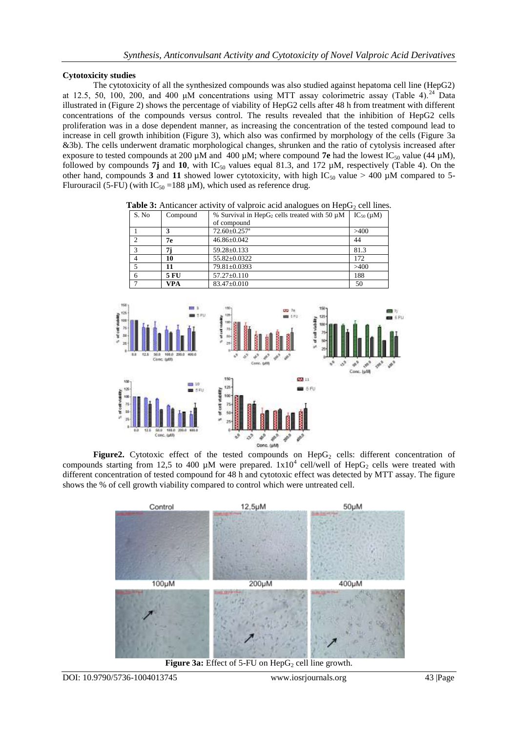### Cytotoxicity studies

The cytotoxicity of all the synthesized compounds was also studied against hepatoma cell line (HepG2) at 12.5, 50, 100, 200, and 400 µM concentrations using MTT assay colorimetric assay (Table 4).[24] Data illustrated in (Figure 2) shows the percentage of viability of HepG2 cells after 48 h from treatment with different concentrations of the compounds versus control. The results revealed that the inhibition of HepG2 cells proliferation was in a dose dependent manner, as increasing the concentration of the tested compound lead to increase in cell growth inhibition (Figure 3), which also was confirmed by morphology of the cells (Figure 3a &3b). The cells underwent dramatic morphological changes, shrunken and the ratio of cytolysis increased after exposure to tested compounds at 200 µM and 400 µM; where compound **7e** had the lowest $IC_{50}$ value (44 µM), followed by compounds **7j** and **10**, with $IC_{50}$ values equal 81.3, and 172 µM, respectively (Table 4). On the other hand, compounds **3** and **11** showed lower cytotoxicity, with high $IC_{50}$ value > 400 µM compared to 5-Flurouracil (5-FU) (with $IC_{50}$ =188 µM), which used as reference drug.

**Table 3:** Anticancer activity of valproic acid analogues on $HepG_2$ cell lines.

| S. No | Compound | % Survival in $HepG_2$ cells treated with 50 µM of compound | $IC_{50}$ (µM) |
|---|---|---|---|
| 1 | **3** | 72.60±0.257[a] | >400 |
| 2 | **7e** | 46.86±0.042 | 44 |
| 3 | **7j** | 59.28±0.133 | 81.3 |
| 4 | **10** | 55.82±0.0322 | 172 |
| 5 | **11** | 79.81±0.0393 | >400 |
| 6 | **5 FU** | 57.27±0.110 | 188 |
| 7 | **VPA** | 83.47±0.010 | 50 |

**Figure2.** Cytotoxic effect of the tested compounds on $HepG_2$ cells: different concentration of compounds starting from 12,5 to 400 µM were prepared. $1x10^4$ cell/well of $HepG_2$ cells were treated with different concentration of tested compound for 48 h and cytotoxic effect was detected by MTT assay. The figure shows the % of cell growth viability compared to control which were untreated cell.

**Figure 3a:** Effect of 5-FU on $HepG_2$ cell line growth.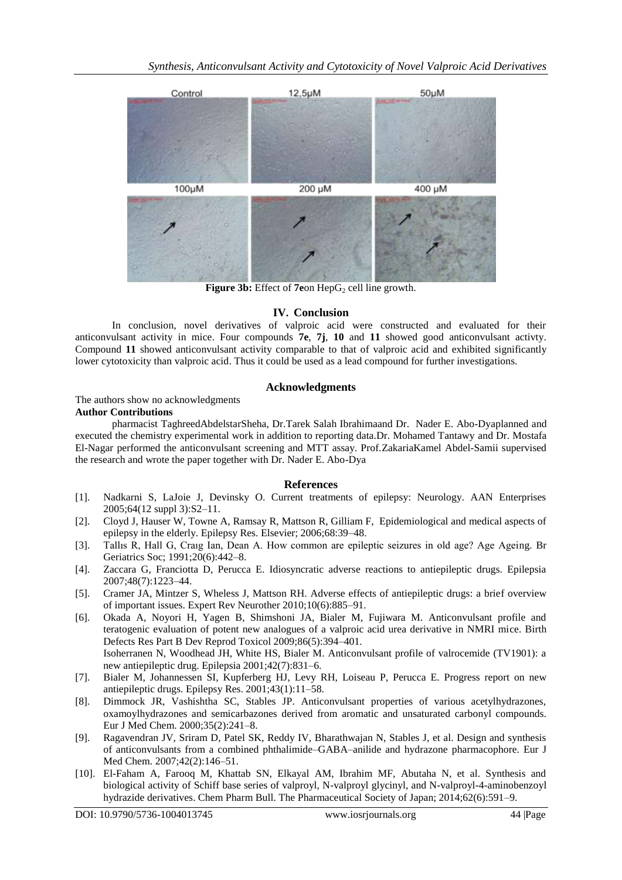Figure 3b: Effect of **7e**on $HepG_2$ cell line growth.

## IV. Conclusion

In conclusion, novel derivatives of valproic acid were constructed and evaluated for their anticonvulsant activity in mice. Four compounds **7e**, **7j**, **10** and **11** showed good anticonvulsant activty. Compound **11** showed anticonvulsant activity comparable to that of valproic acid and exhibited significantly lower cytotoxicity than valproic acid. Thus it could be used as a lead compound for further investigations.

## Acknowledgments

The authors show no acknowledgments

**Author Contributions**

pharmacist TaghreedAbdelstarSheha, Dr.Tarek Salah Ibrahimaand Dr. Nader E. Abo-Dyaplanned and executed the chemistry experimental work in addition to reporting data.Dr. Mohamed Tantawy and Dr. Mostafa El-Nagar performed the anticonvulsant screening and MTT assay. Prof.ZakariaKamel Abdel-Samii supervised the research and wrote the paper together with Dr. Nader E. Abo-Dya

## References

[1]. Nadkarni S, LaJoie J, Devinsky O. Current treatments of epilepsy: Neurology. AAN Enterprises 2005;64(12 suppl 3):S2–11.

[2]. Cloyd J, Hauser W, Towne A, Ramsay R, Mattson R, Gilliam F, Epidemiological and medical aspects of epilepsy in the elderly. Epilepsy Res. Elsevier; 2006;68:39–48.

[3]. Tallıs R, Hall G, Craıg Ian, Dean A. How common are epileptic seizures in old age? Age Ageing. Br Geriatrics Soc; 1991;20(6):442–8.

[4]. Zaccara G, Franciotta D, Perucca E. Idiosyncratic adverse reactions to antiepileptic drugs. Epilepsia 2007;48(7):1223–44.

[5]. Cramer JA, Mintzer S, Wheless J, Mattson RH. Adverse effects of antiepileptic drugs: a brief overview of important issues. Expert Rev Neurother 2010;10(6):885–91.

[6]. Okada A, Noyori H, Yagen B, Shimshoni JA, Bialer M, Fujiwara M. Anticonvulsant profile and teratogenic evaluation of potent new analogues of a valproic acid urea derivative in NMRI mice. Birth Defects Res Part B Dev Reprod Toxicol 2009;86(5):394–401.
Isoherranen N, Woodhead JH, White HS, Bialer M. Anticonvulsant profile of valrocemide (TV1901): a new antiepileptic drug. Epilepsia 2001;42(7):831–6.

[7]. Bialer M, Johannessen SI, Kupferberg HJ, Levy RH, Loiseau P, Perucca E. Progress report on new antiepileptic drugs. Epilepsy Res. 2001;43(1):11–58.

[8]. Dimmock JR, Vashishtha SC, Stables JP. Anticonvulsant properties of various acetylhydrazones, oxamoylhydrazones and semicarbazones derived from aromatic and unsaturated carbonyl compounds. Eur J Med Chem. 2000;35(2):241–8.

[9]. Ragavendran JV, Sriram D, Patel SK, Reddy IV, Bharathwajan N, Stables J, et al. Design and synthesis of anticonvulsants from a combined phthalimide–GABA–anilide and hydrazone pharmacophore. Eur J Med Chem. 2007;42(2):146–51.

[10]. El-Faham A, Farooq M, Khattab SN, Elkayal AM, Ibrahim MF, Abutaha N, et al. Synthesis and biological activity of Schiff base series of valproyl, N-valproyl glycinyl, and N-valproyl-4-aminobenzoyl hydrazide derivatives. Chem Pharm Bull. The Pharmaceutical Society of Japan; 2014;62(6):591–9.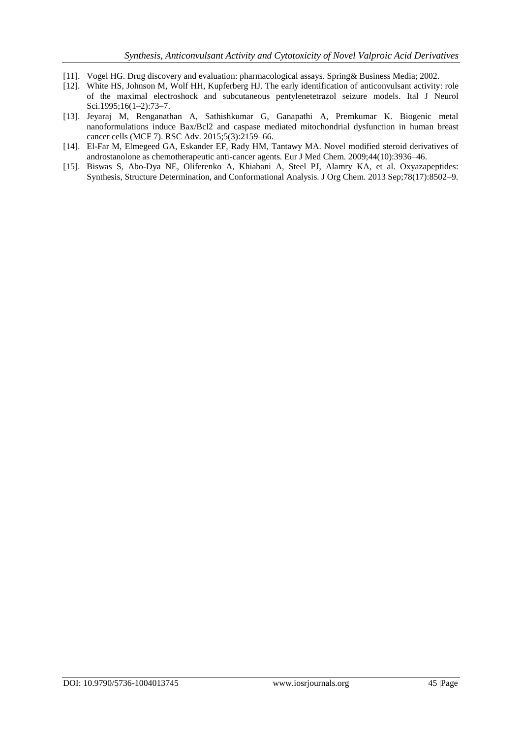[11]. Vogel HG. Drug discovery and evaluation: pharmacological assays. Spring& Business Media; 2002.

[12]. White HS, Johnson M, Wolf HH, Kupferberg HJ. The early identification of anticonvulsant activity: role of the maximal electroshock and subcutaneous pentylenetetrazol seizure models. Ital J Neurol Sci.1995;16(1–2):73–7.

[13]. Jeyaraj M, Renganathan A, Sathishkumar G, Ganapathi A, Premkumar K. Biogenic metal nanoformulations induce Bax/Bcl2 and caspase mediated mitochondrial dysfunction in human breast cancer cells (MCF 7). RSC Adv. 2015;5(3):2159–66.

[14]. El-Far M, Elmegeed GA, Eskander EF, Rady HM, Tantawy MA. Novel modified steroid derivatives of androstanolone as chemotherapeutic anti-cancer agents. Eur J Med Chem. 2009;44(10):3936–46.

[15]. Biswas S, Abo-Dya NE, Oliferenko A, Khiabani A, Steel PJ, Alamry KA, et al. Oxyazapeptides: Synthesis, Structure Determination, and Conformational Analysis. J Org Chem. 2013 Sep;78(17):8502–9.